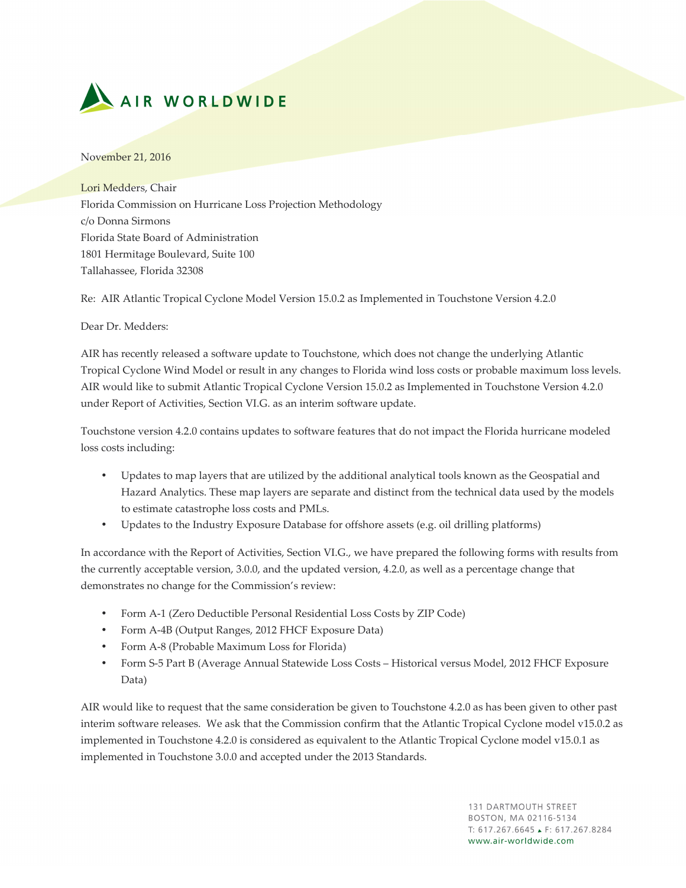AIR WORLDWIDE

November 21, 2016

Lori Medders, Chair
Florida Commission on Hurricane Loss Projection Methodology
c/o Donna Sirmons
Florida State Board of Administration
1801 Hermitage Boulevard, Suite 100
Tallahassee, Florida 32308

Re: AIR Atlantic Tropical Cyclone Model Version 15.0.2 as Implemented in Touchstone Version 4.2.0

Dear Dr. Medders:

AIR has recently released a software update to Touchstone, which does not change the underlying Atlantic Tropical Cyclone Wind Model or result in any changes to Florida wind loss costs or probable maximum loss levels. AIR would like to submit Atlantic Tropical Cyclone Version 15.0.2 as Implemented in Touchstone Version 4.2.0 under Report of Activities, Section VI.G. as an interim software update.

Touchstone version 4.2.0 contains updates to software features that do not impact the Florida hurricane modeled loss costs including:

- Updates to map layers that are utilized by the additional analytical tools known as the Geospatial and Hazard Analytics. These map layers are separate and distinct from the technical data used by the models to estimate catastrophe loss costs and PMLs.
- Updates to the Industry Exposure Database for offshore assets (e.g. oil drilling platforms)

In accordance with the Report of Activities, Section VI.G., we have prepared the following forms with results from the currently acceptable version, 3.0.0, and the updated version, 4.2.0, as well as a percentage change that demonstrates no change for the Commission's review:

- Form A-1 (Zero Deductible Personal Residential Loss Costs by ZIP Code)
- Form A-4B (Output Ranges, 2012 FHCF Exposure Data)
- Form A-8 (Probable Maximum Loss for Florida)
- Form S-5 Part B (Average Annual Statewide Loss Costs – Historical versus Model, 2012 FHCF Exposure Data)

AIR would like to request that the same consideration be given to Touchstone 4.2.0 as has been given to other past interim software releases. We ask that the Commission confirm that the Atlantic Tropical Cyclone model v15.0.2 as implemented in Touchstone 4.2.0 is considered as equivalent to the Atlantic Tropical Cyclone model v15.0.1 as implemented in Touchstone 3.0.0 and accepted under the 2013 Standards.

131 DARTMOUTH STREET
BOSTON, MA 02116-5134
T: 617.267.6645 ▲ F: 617.267.8284
www.air-worldwide.com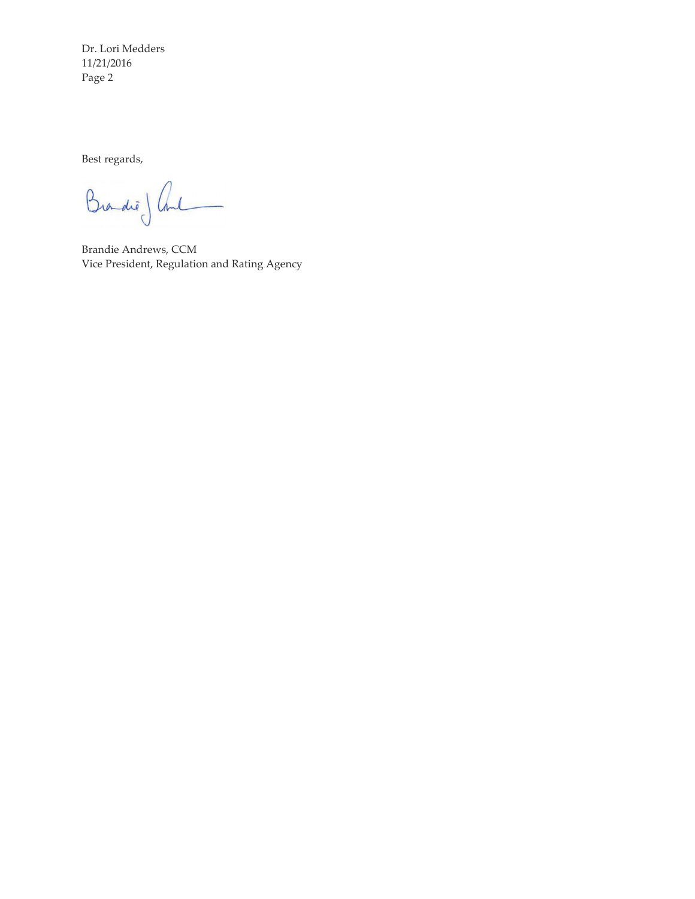Best regards,

Brandie Andrews, CCM
Vice President, Regulation and Rating Agency